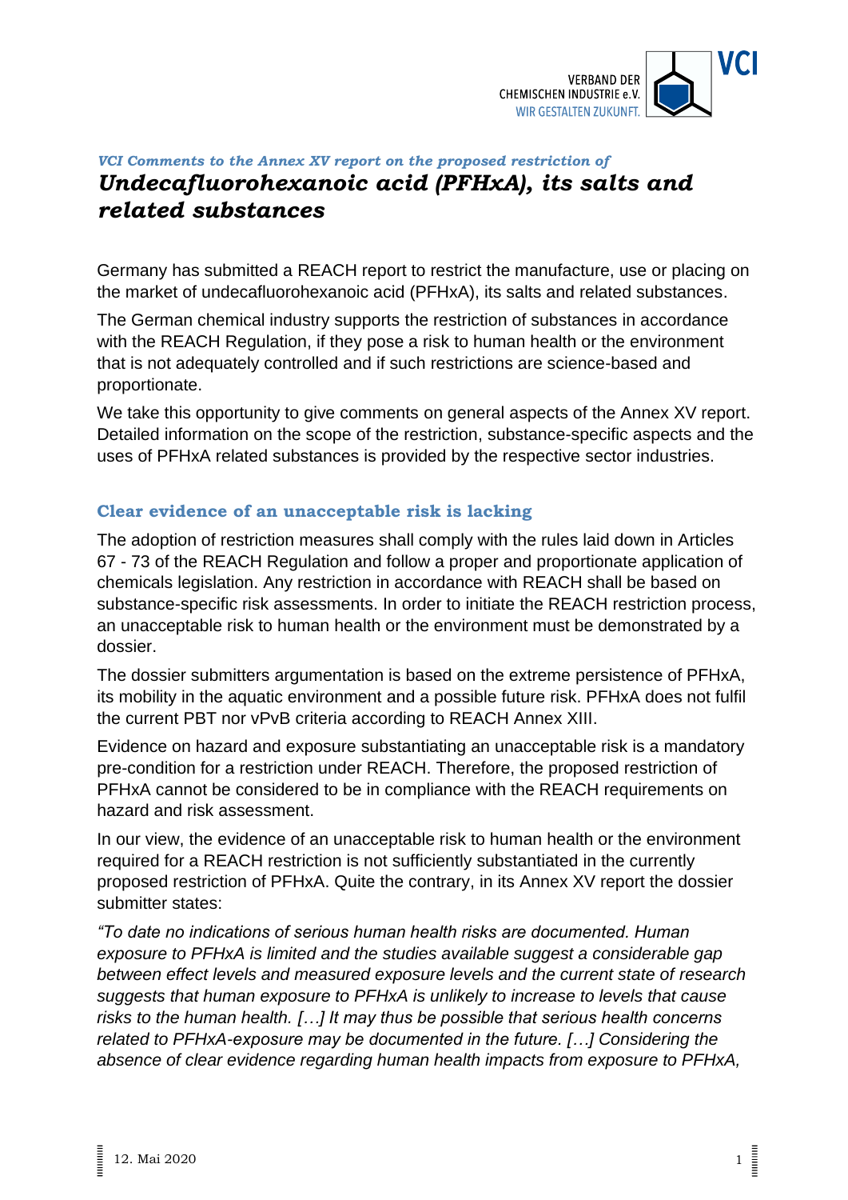*VCI Comments to the Annex XV report on the proposed restriction of*

# *Undecafluorohexanoic acid (PFHxA), its salts and related substances*

Germany has submitted a REACH report to restrict the manufacture, use or placing on the market of undecafluorohexanoic acid (PFHxA), its salts and related substances.

The German chemical industry supports the restriction of substances in accordance with the REACH Regulation, if they pose a risk to human health or the environment that is not adequately controlled and if such restrictions are science-based and proportionate.

We take this opportunity to give comments on general aspects of the Annex XV report. Detailed information on the scope of the restriction, substance-specific aspects and the uses of PFHxA related substances is provided by the respective sector industries.

## Clear evidence of an unacceptable risk is lacking

The adoption of restriction measures shall comply with the rules laid down in Articles 67 - 73 of the REACH Regulation and follow a proper and proportionate application of chemicals legislation. Any restriction in accordance with REACH shall be based on substance-specific risk assessments. In order to initiate the REACH restriction process, an unacceptable risk to human health or the environment must be demonstrated by a dossier.

The dossier submitters argumentation is based on the extreme persistence of PFHxA, its mobility in the aquatic environment and a possible future risk. PFHxA does not fulfil the current PBT nor vPvB criteria according to REACH Annex XIII.

Evidence on hazard and exposure substantiating an unacceptable risk is a mandatory pre-condition for a restriction under REACH. Therefore, the proposed restriction of PFHxA cannot be considered to be in compliance with the REACH requirements on hazard and risk assessment.

In our view, the evidence of an unacceptable risk to human health or the environment required for a REACH restriction is not sufficiently substantiated in the currently proposed restriction of PFHxA. Quite the contrary, in its Annex XV report the dossier submitter states:

*"To date no indications of serious human health risks are documented. Human exposure to PFHxA is limited and the studies available suggest a considerable gap between effect levels and measured exposure levels and the current state of research suggests that human exposure to PFHxA is unlikely to increase to levels that cause risks to the human health. […] It may thus be possible that serious health concerns related to PFHxA-exposure may be documented in the future. […] Considering the absence of clear evidence regarding human health impacts from exposure to PFHxA,*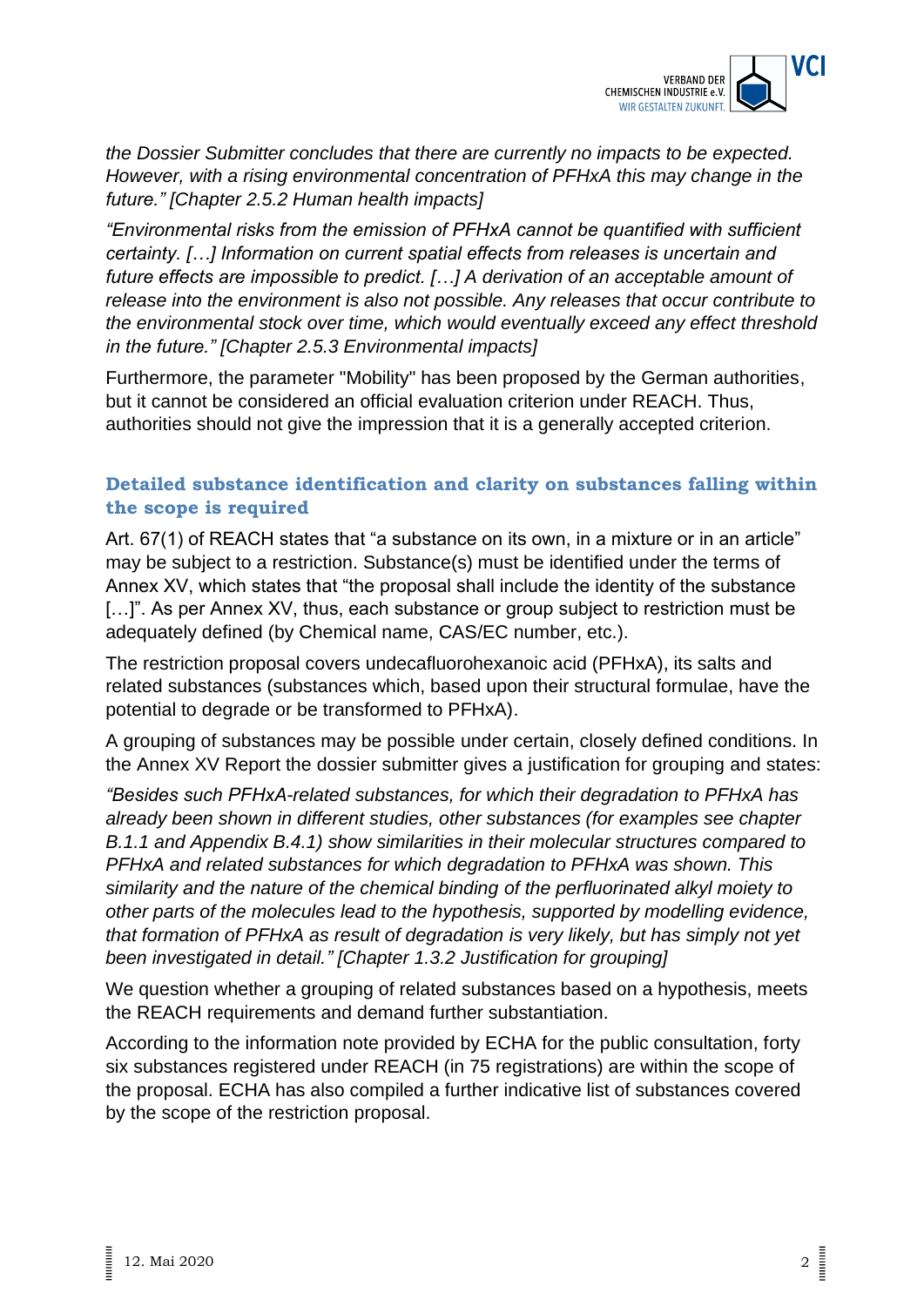*the Dossier Submitter concludes that there are currently no impacts to be expected. However, with a rising environmental concentration of PFHxA this may change in the future." [Chapter 2.5.2 Human health impacts]*

*"Environmental risks from the emission of PFHxA cannot be quantified with sufficient certainty. […] Information on current spatial effects from releases is uncertain and future effects are impossible to predict. […] A derivation of an acceptable amount of release into the environment is also not possible. Any releases that occur contribute to the environmental stock over time, which would eventually exceed any effect threshold in the future." [Chapter 2.5.3 Environmental impacts]*

Furthermore, the parameter "Mobility" has been proposed by the German authorities, but it cannot be considered an official evaluation criterion under REACH. Thus, authorities should not give the impression that it is a generally accepted criterion.

## Detailed substance identification and clarity on substances falling within the scope is required

Art. 67(1) of REACH states that "a substance on its own, in a mixture or in an article" may be subject to a restriction. Substance(s) must be identified under the terms of Annex XV, which states that "the proposal shall include the identity of the substance […]". As per Annex XV, thus, each substance or group subject to restriction must be adequately defined (by Chemical name, CAS/EC number, etc.).

The restriction proposal covers undecafluorohexanoic acid (PFHxA), its salts and related substances (substances which, based upon their structural formulae, have the potential to degrade or be transformed to PFHxA).

A grouping of substances may be possible under certain, closely defined conditions. In the Annex XV Report the dossier submitter gives a justification for grouping and states:

*"Besides such PFHxA-related substances, for which their degradation to PFHxA has already been shown in different studies, other substances (for examples see chapter B.1.1 and Appendix B.4.1) show similarities in their molecular structures compared to PFHxA and related substances for which degradation to PFHxA was shown. This similarity and the nature of the chemical binding of the perfluorinated alkyl moiety to other parts of the molecules lead to the hypothesis, supported by modelling evidence, that formation of PFHxA as result of degradation is very likely, but has simply not yet been investigated in detail." [Chapter 1.3.2 Justification for grouping]*

We question whether a grouping of related substances based on a hypothesis, meets the REACH requirements and demand further substantiation.

According to the information note provided by ECHA for the public consultation, forty six substances registered under REACH (in 75 registrations) are within the scope of the proposal. ECHA has also compiled a further indicative list of substances covered by the scope of the restriction proposal.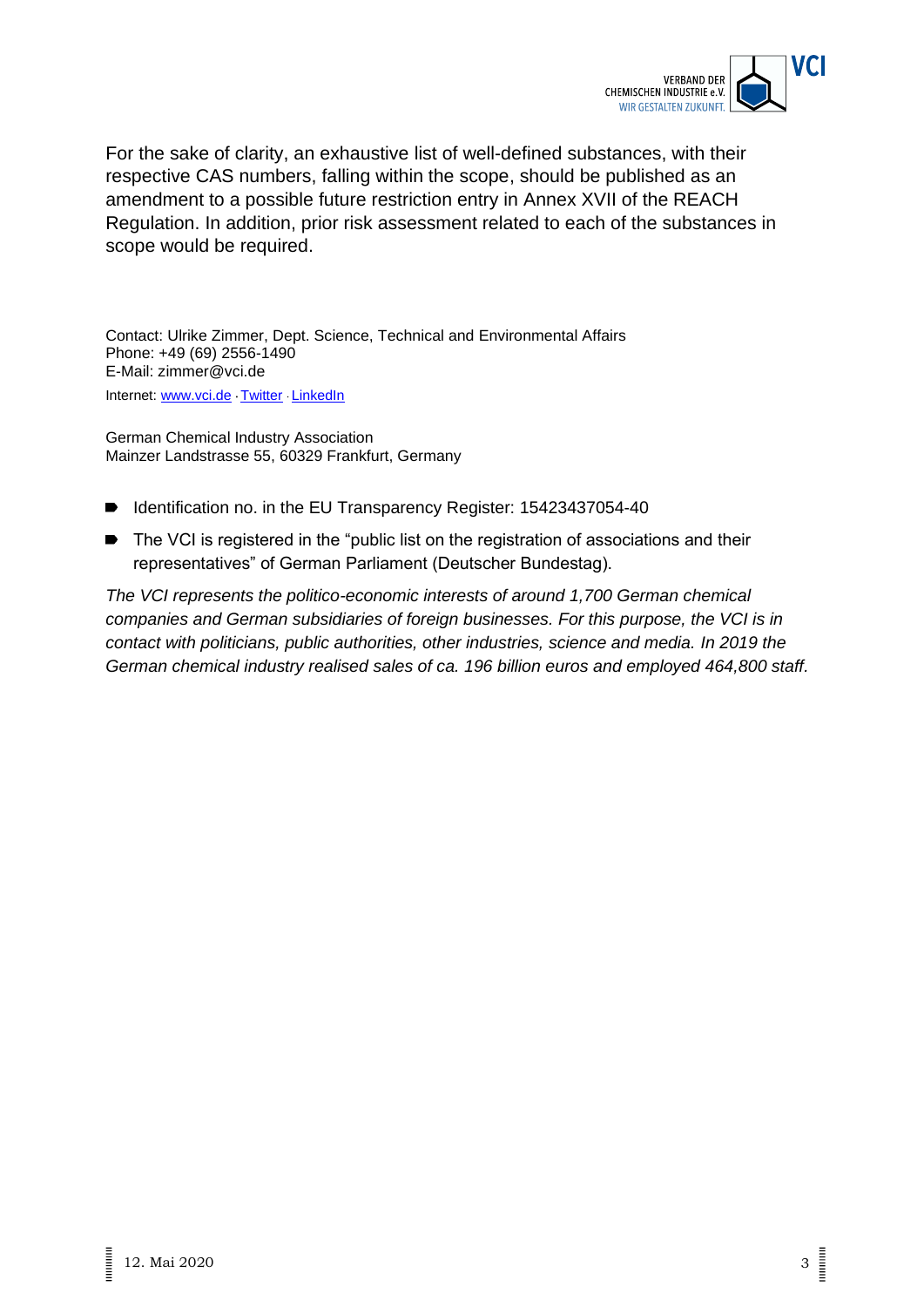For the sake of clarity, an exhaustive list of well-defined substances, with their respective CAS numbers, falling within the scope, should be published as an amendment to a possible future restriction entry in Annex XVII of the REACH Regulation. In addition, prior risk assessment related to each of the substances in scope would be required.

Contact: Ulrike Zimmer, Dept. Science, Technical and Environmental Affairs
Phone: +49 (69) 2556-1490
E-Mail: zimmer@vci.de
Internet: www.vci.de · Twitter · LinkedIn

German Chemical Industry Association
Mainzer Landstrasse 55, 60329 Frankfurt, Germany

- Identification no. in the EU Transparency Register: 15423437054-40
- The VCI is registered in the "public list on the registration of associations and their representatives" of German Parliament (Deutscher Bundestag).

*The VCI represents the politico-economic interests of around 1,700 German chemical companies and German subsidiaries of foreign businesses. For this purpose, the VCI is in contact with politicians, public authorities, other industries, science and media. In 2019 the German chemical industry realised sales of ca. 196 billion euros and employed 464,800 staff.*